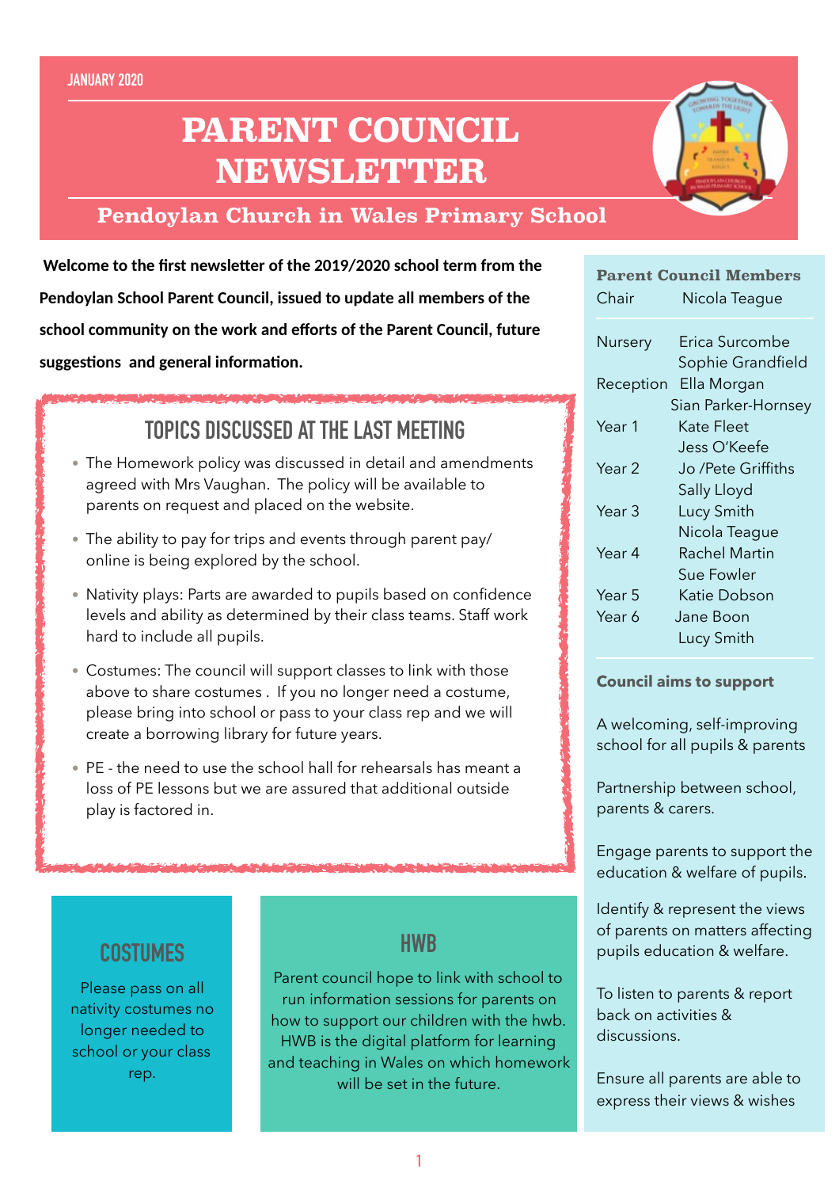JANUARY 2020

# PARENT COUNCIL NEWSLETTER

## Pendoylan Church in Wales Primary School

**Welcome to the first newsletter of the 2019/2020 school term from the Pendoylan School Parent Council, issued to update all members of the school community on the work and efforts of the Parent Council, future suggestions and general information.**

## TOPICS DISCUSSED AT THE LAST MEETING

- The Homework policy was discussed in detail and amendments agreed with Mrs Vaughan. The policy will be available to parents on request and placed on the website.
- The ability to pay for trips and events through parent pay/ online is being explored by the school.
- Nativity plays: Parts are awarded to pupils based on confidence levels and ability as determined by their class teams. Staff work hard to include all pupils.
- Costumes: The council will support classes to link with those above to share costumes . If you no longer need a costume, please bring into school or pass to your class rep and we will create a borrowing library for future years.
- PE - the need to use the school hall for rehearsals has meant a loss of PE lessons but we are assured that additional outside play is factored in.

## COSTUMES

Please pass on all nativity costumes no longer needed to school or your class rep.

## HWB

Parent council hope to link with school to run information sessions for parents on how to support our children with the hwb. HWB is the digital platform for learning and teaching in Wales on which homework will be set in the future.

### Parent Council Members

| | |
|---|---|
| Chair | Nicola Teague |
| Nursery | Erica Surcombe<br>Sophie Grandfield |
| Reception | Ella Morgan<br>Sian Parker-Hornsey |
| Year 1 | Kate Fleet<br>Jess O'Keefe |
| Year 2 | Jo /Pete Griffiths<br>Sally Lloyd |
| Year 3 | Lucy Smith<br>Nicola Teague |
| Year 4 | Rachel Martin<br>Sue Fowler |
| Year 5 | Katie Dobson |
| Year 6 | Jane Boon<br>Lucy Smith |

### Council aims to support

A welcoming, self-improving school for all pupils & parents

Partnership between school, parents & carers.

Engage parents to support the education & welfare of pupils.

Identify & represent the views of parents on matters affecting pupils education & welfare.

To listen to parents & report back on activities & discussions.

Ensure all parents are able to express their views & wishes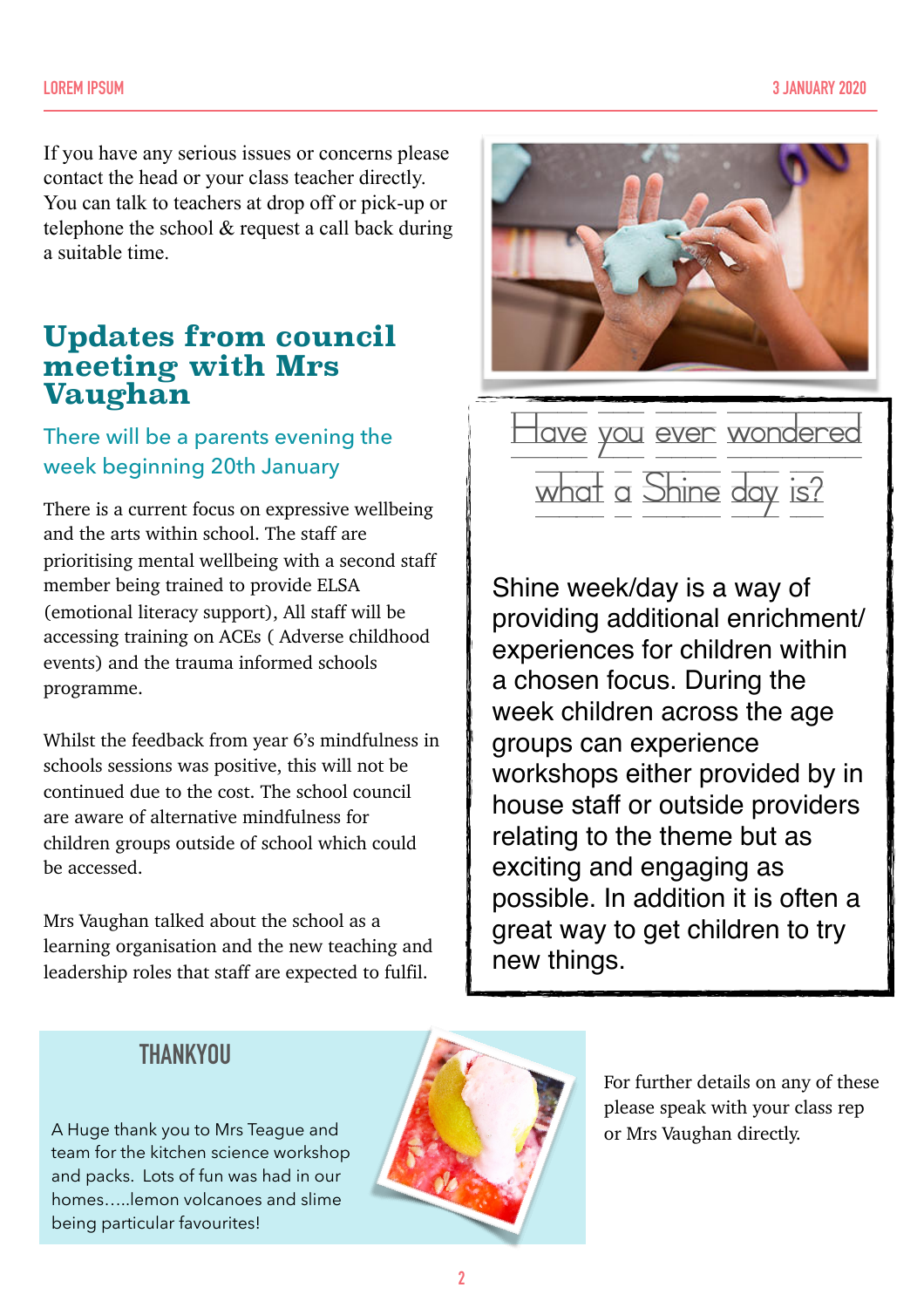If you have any serious issues or concerns please contact the head or your class teacher directly. You can talk to teachers at drop off or pick-up or telephone the school & request a call back during a suitable time.

## Updates from council meeting with Mrs Vaughan

### There will be a parents evening the week beginning 20th January

There is a current focus on expressive wellbeing and the arts within school. The staff are prioritising mental wellbeing with a second staff member being trained to provide ELSA (emotional literacy support), All staff will be accessing training on ACEs ( Adverse childhood events) and the trauma informed schools programme.

Whilst the feedback from year 6's mindfulness in schools sessions was positive, this will not be continued due to the cost. The school council are aware of alternative mindfulness for children groups outside of school which could be accessed.

Mrs Vaughan talked about the school as a learning organisation and the new teaching and leadership roles that staff are expected to fulfil.

## Have you ever wondered what a Shine day is?

Shine week/day is a way of providing additional enrichment/ experiences for children within a chosen focus. During the week children across the age groups can experience workshops either provided by in house staff or outside providers relating to the theme but as exciting and engaging as possible. In addition it is often a great way to get children to try new things.

### THANKYOU

A Huge thank you to Mrs Teague and team for the kitchen science workshop and packs. Lots of fun was had in our homes…..lemon volcanoes and slime being particular favourites!

For further details on any of these please speak with your class rep or Mrs Vaughan directly.